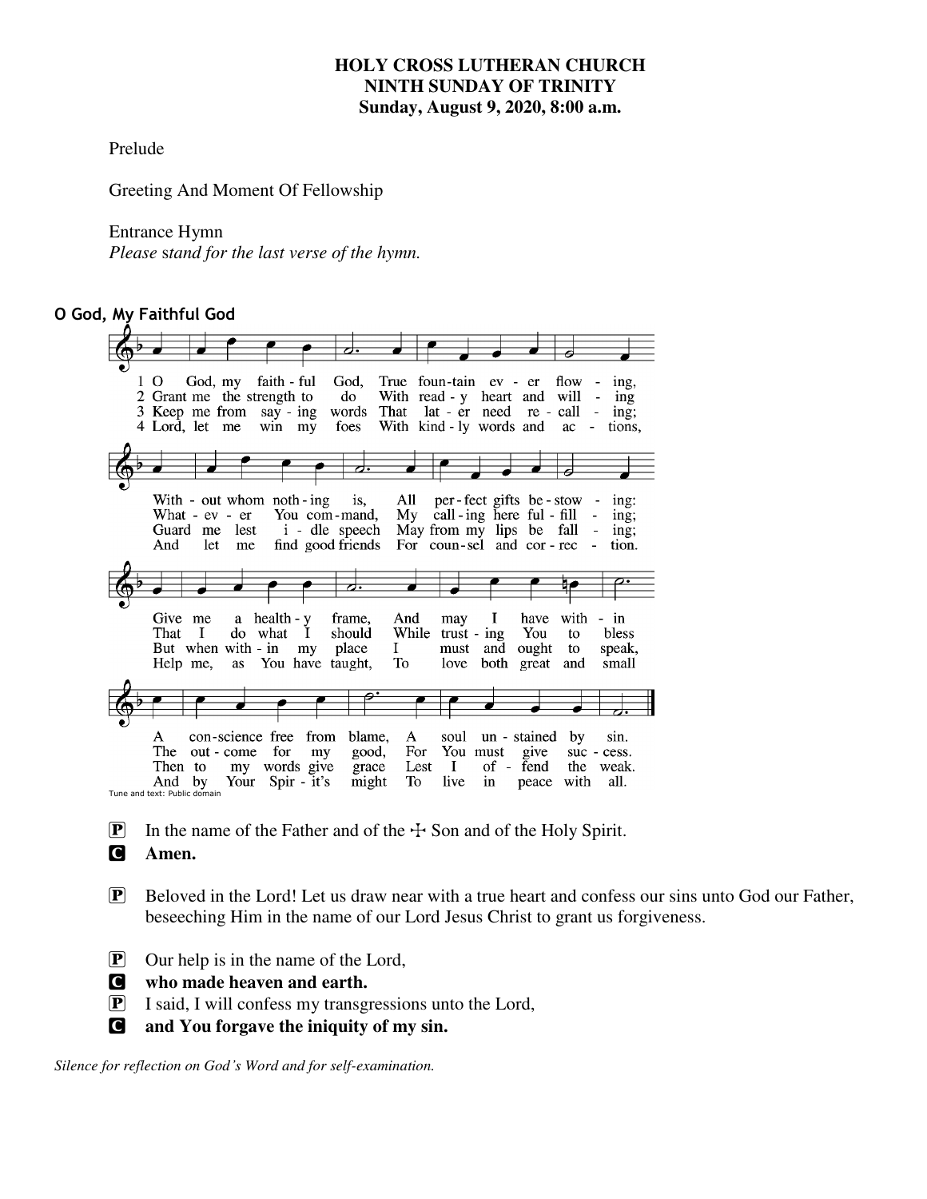**HOLY CROSS LUTHERAN CHURCH**
**NINTH SUNDAY OF TRINITY**
**Sunday, August 9, 2020, 8:00 a.m.**

Prelude

Greeting And Moment Of Fellowship

Entrance Hymn
*Please stand for the last verse of the hymn.*

**O God, My Faithful God**

1 O God, my faithful God, True fountain ever flowing, Without whom nothing is, All perfect gifts bestowing: Give me a healthy frame, And may I have within A conscience free from blame, A soul unstained by sin.

2 Grant me the strength to do With ready heart and willing What ever You command, My calling here fulfilling; That I do what I should While trusting You to bless The outcome for my good, For You must give success.

3 Keep me from saying words That later need recalling; Guard me lest idle speech May from my lips be falling; But when within my place I must and ought to speak, Then to my words give grace Lest I offend the weak.

4 Lord, let me win my foes With kindly words and actions, And let me find good friends For counsel and correction. Help me, as You have taught, To love both great and small And by Your Spirit's might To live in peace with all.

Tune and text: Public domain

P In the name of the Father and of the ☩ Son and of the Holy Spirit.
**C Amen.**

P Beloved in the Lord! Let us draw near with a true heart and confess our sins unto God our Father, beseeching Him in the name of our Lord Jesus Christ to grant us forgiveness.

P Our help is in the name of the Lord,
**C who made heaven and earth.**
P I said, I will confess my transgressions unto the Lord,
**C and You forgave the iniquity of my sin.**

*Silence for reflection on God's Word and for self-examination.*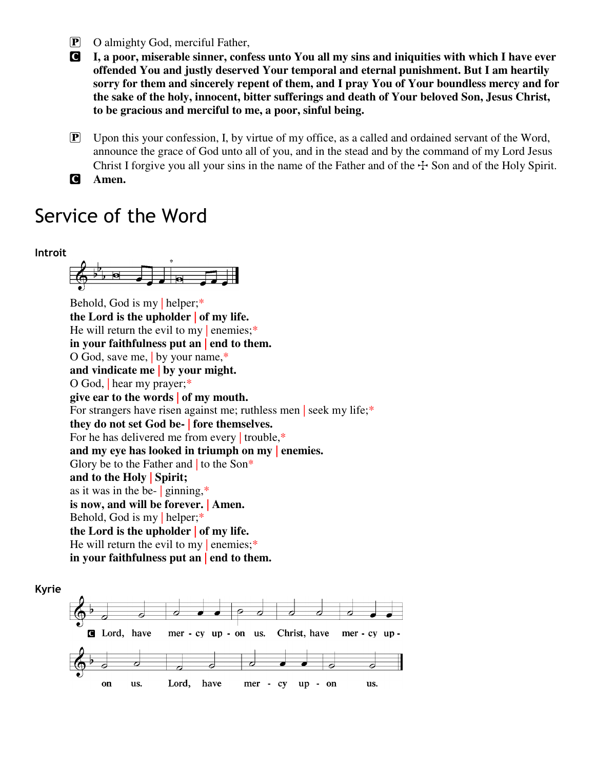P O almighty God, merciful Father,

C **I, a poor, miserable sinner, confess unto You all my sins and iniquities with which I have ever offended You and justly deserved Your temporal and eternal punishment. But I am heartily sorry for them and sincerely repent of them, and I pray You of Your boundless mercy and for the sake of the holy, innocent, bitter sufferings and death of Your beloved Son, Jesus Christ, to be gracious and merciful to me, a poor, sinful being.**

P Upon this your confession, I, by virtue of my office, as a called and ordained servant of the Word, announce the grace of God unto all of you, and in the stead and by the command of my Lord Jesus Christ I forgive you all your sins in the name of the Father and of the ☩ Son and of the Holy Spirit.

C **Amen.**

# Service of the Word

### Introit

Behold, God is my | helper;*
**the Lord is the upholder | of my life.**
He will return the evil to my | enemies;*
**in your faithfulness put an | end to them.**
O God, save me, | by your name,*
**and vindicate me | by your might.**
O God, | hear my prayer;*
**give ear to the words | of my mouth.**
For strangers have risen against me; ruthless men | seek my life;*
**they do not set God be- | fore themselves.**
For he has delivered me from every | trouble,*
**and my eye has looked in triumph on my | enemies.**
Glory be to the Father and | to the Son*
**and to the Holy | Spirit;**
as it was in the be- | ginning,*
**is now, and will be forever. | Amen.**
Behold, God is my | helper;*
**the Lord is the upholder | of my life.**
He will return the evil to my | enemies;*
**in your faithfulness put an | end to them.**

### Kyrie

C Lord, have mercy upon us. Christ, have mercy upon us. Lord, have mercy upon us.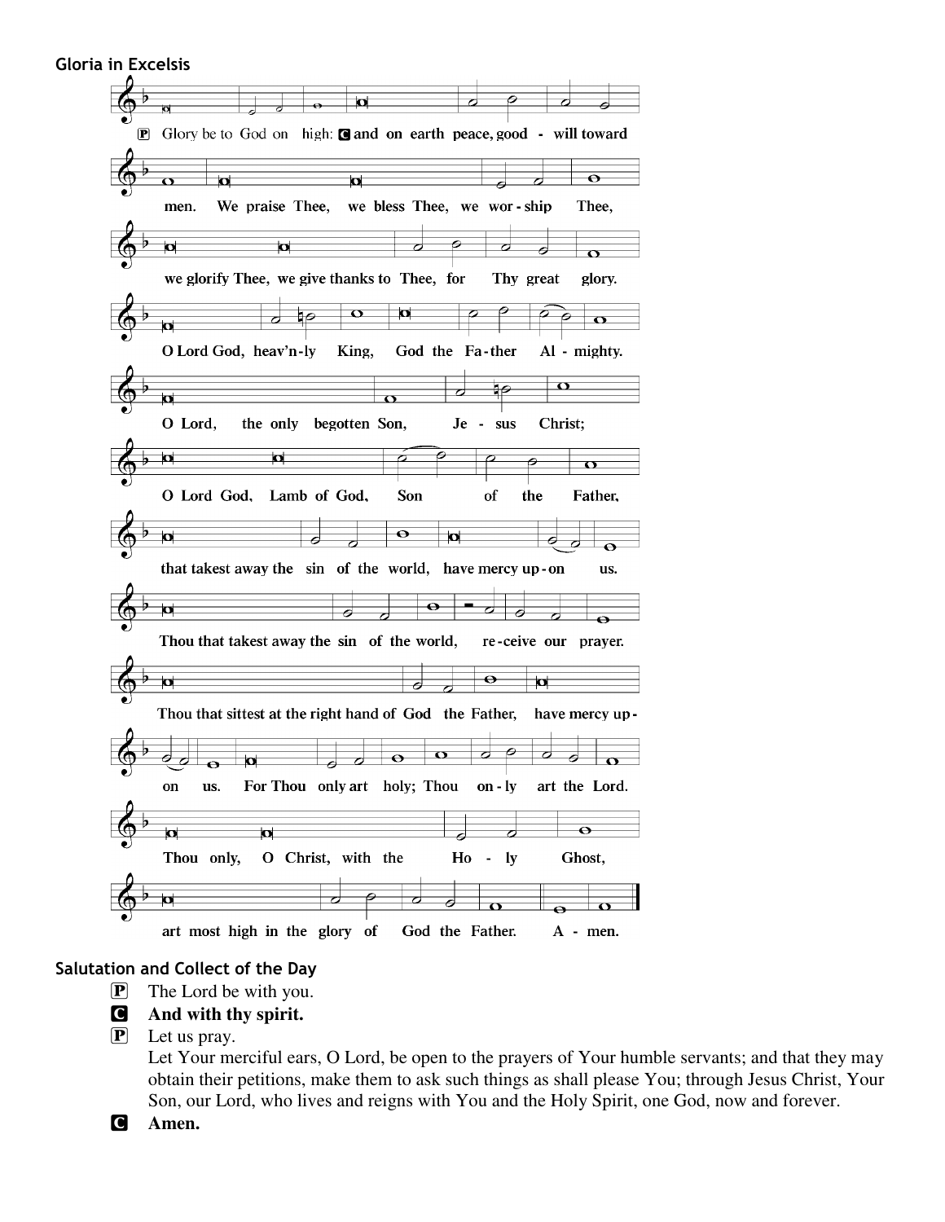## Gloria in Excelsis

P Glory be to God on high: **C and on earth peace, good - will toward men. We praise Thee, we bless Thee, we wor - ship Thee, we glorify Thee, we give thanks to Thee, for Thy great glory. O Lord God, heav'n-ly King, God the Fa-ther Al - mighty. O Lord, the only begotten Son, Je - sus Christ; O Lord God, Lamb of God, Son of the Father, that takest away the sin of the world, have mercy up-on us. Thou that takest away the sin of the world, re-ceive our prayer. Thou that sittest at the right hand of God the Father, have mercy up-on us. For Thou only art holy; Thou on-ly art the Lord. Thou only, O Christ, with the Ho - ly Ghost, art most high in the glory of God the Father. A - men.**

## Salutation and Collect of the Day

P The Lord be with you.

C **And with thy spirit.**

P Let us pray.
Let Your merciful ears, O Lord, be open to the prayers of Your humble servants; and that they may obtain their petitions, make them to ask such things as shall please You; through Jesus Christ, Your Son, our Lord, who lives and reigns with You and the Holy Spirit, one God, now and forever.

C **Amen.**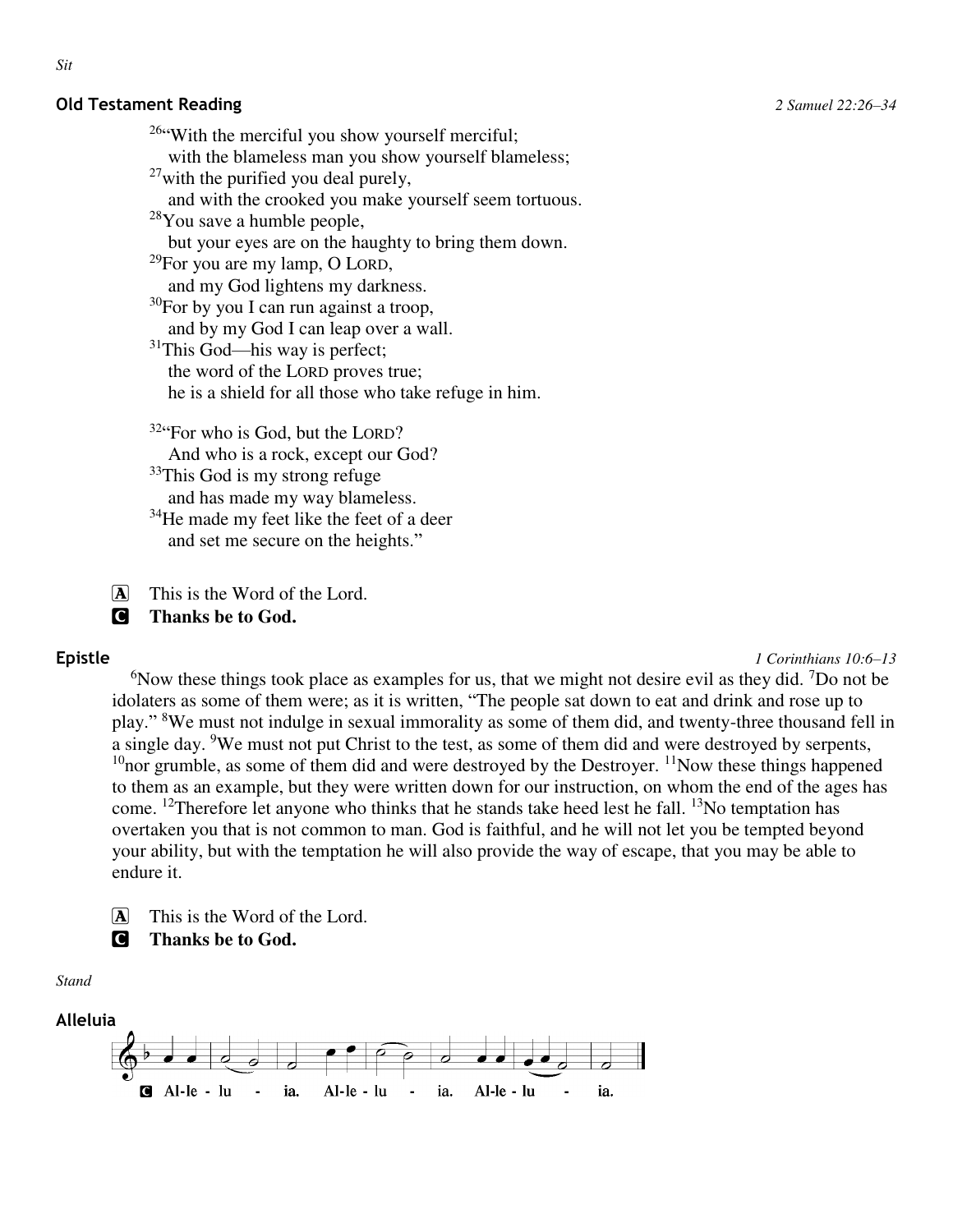*Sit*

### Old Testament Reading

*2 Samuel 22:26–34*

[26]"With the merciful you show yourself merciful;
with the blameless man you show yourself blameless;
[27]with the purified you deal purely,
and with the crooked you make yourself seem tortuous.
[28]You save a humble people,
but your eyes are on the haughty to bring them down.
[29]For you are my lamp, O LORD,
and my God lightens my darkness.
[30]For by you I can run against a troop,
and by my God I can leap over a wall.
[31]This God—his way is perfect;
the word of the LORD proves true;
he is a shield for all those who take refuge in him.

[32]"For who is God, but the LORD?
And who is a rock, except our God?
[33]This God is my strong refuge
and has made my way blameless.
[34]He made my feet like the feet of a deer
and set me secure on the heights."

A This is the Word of the Lord.
**C Thanks be to God.**

### Epistle

*1 Corinthians 10:6–13*

[6]Now these things took place as examples for us, that we might not desire evil as they did. [7]Do not be idolaters as some of them were; as it is written, "The people sat down to eat and drink and rose up to play." [8]We must not indulge in sexual immorality as some of them did, and twenty-three thousand fell in a single day. [9]We must not put Christ to the test, as some of them did and were destroyed by serpents, [10]nor grumble, as some of them did and were destroyed by the Destroyer. [11]Now these things happened to them as an example, but they were written down for our instruction, on whom the end of the ages has come. [12]Therefore let anyone who thinks that he stands take heed lest he fall. [13]No temptation has overtaken you that is not common to man. God is faithful, and he will not let you be tempted beyond your ability, but with the temptation he will also provide the way of escape, that you may be able to endure it.

A This is the Word of the Lord.
**C Thanks be to God.**

*Stand*

### Alleluia

C Al-le - lu - ia. Al-le - lu - ia. Al-le - lu - ia.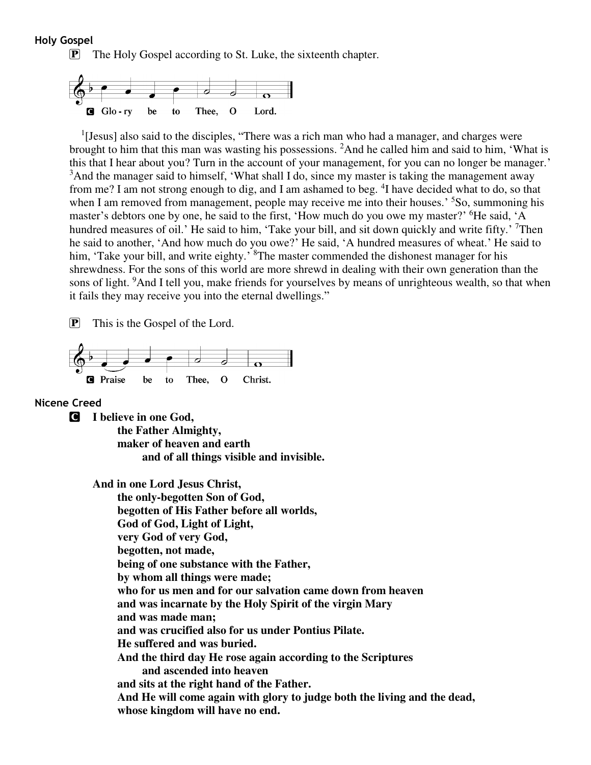**Holy Gospel**

P The Holy Gospel according to St. Luke, the sixteenth chapter.

C Glo - ry be to Thee, O Lord.

[1][Jesus] also said to the disciples, "There was a rich man who had a manager, and charges were brought to him that this man was wasting his possessions. [2]And he called him and said to him, 'What is this that I hear about you? Turn in the account of your management, for you can no longer be manager.' [3]And the manager said to himself, 'What shall I do, since my master is taking the management away from me? I am not strong enough to dig, and I am ashamed to beg. [4]I have decided what to do, so that when I am removed from management, people may receive me into their houses.' [5]So, summoning his master's debtors one by one, he said to the first, 'How much do you owe my master?' [6]He said, 'A hundred measures of oil.' He said to him, 'Take your bill, and sit down quickly and write fifty.' [7]Then he said to another, 'And how much do you owe?' He said, 'A hundred measures of wheat.' He said to him, 'Take your bill, and write eighty.' [8]The master commended the dishonest manager for his shrewdness. For the sons of this world are more shrewd in dealing with their own generation than the sons of light. [9]And I tell you, make friends for yourselves by means of unrighteous wealth, so that when it fails they may receive you into the eternal dwellings."

P This is the Gospel of the Lord.

C Praise be to Thee, O Christ.

**Nicene Creed**

C **I believe in one God,**
**the Father Almighty,**
**maker of heaven and earth**
**and of all things visible and invisible.**

**And in one Lord Jesus Christ,**
**the only-begotten Son of God,**
**begotten of His Father before all worlds,**
**God of God, Light of Light,**
**very God of very God,**
**begotten, not made,**
**being of one substance with the Father,**
**by whom all things were made;**
**who for us men and for our salvation came down from heaven**
**and was incarnate by the Holy Spirit of the virgin Mary**
**and was made man;**
**and was crucified also for us under Pontius Pilate.**
**He suffered and was buried.**
**And the third day He rose again according to the Scriptures**
**and ascended into heaven**
**and sits at the right hand of the Father.**
**And He will come again with glory to judge both the living and the dead,**
**whose kingdom will have no end.**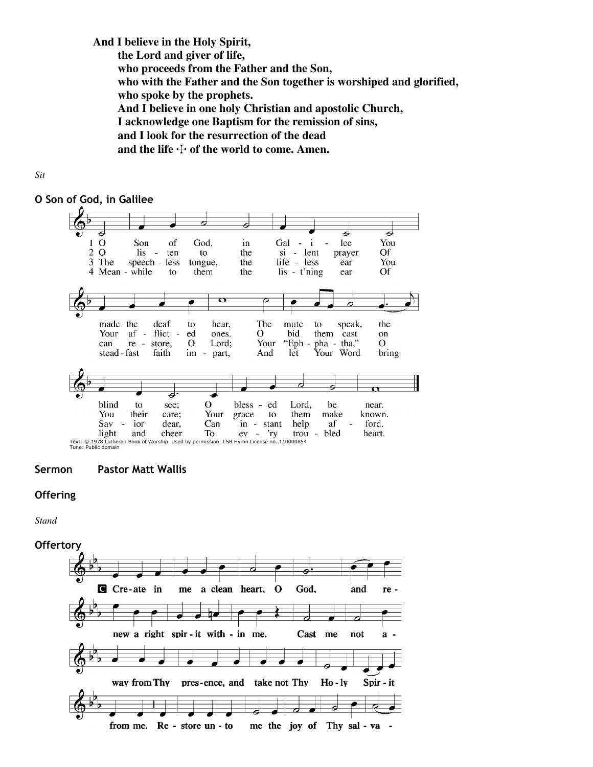**And I believe in the Holy Spirit,**
**the Lord and giver of life,**
**who proceeds from the Father and the Son,**
**who with the Father and the Son together is worshiped and glorified,**
**who spoke by the prophets.**
**And I believe in one holy Christian and apostolic Church,**
**I acknowledge one Baptism for the remission of sins,**
**and I look for the resurrection of the dead**
**and the life ☩ of the world to come. Amen.**

*Sit*

### O Son of God, in Galilee

1 O Son of God, in Galilee You made the deaf to hear, The mute to speak, the blind to see; O blessed Lord, be near.

2 O listen to the silent prayer Of Your afflicted ones. O bid them cast on You their care; Your grace to them make known.

3 The speechless tongue, the lifeless ear You can restore, O Lord; Your "Ephphatha," O Savior dear, Can instant help afford.

4 Meanwhile to them the list'ning ear Of steadfast faith impart, And let Your Word bring light and cheer To ev'ry troubled heart.

Text: © 1978 Lutheran Book of Worship. Used by permission: LSB Hymn License no. 110000854
Tune: Public domain

### Sermon Pastor Matt Wallis

### Offering

*Stand*

### Offertory

**C Create in me a clean heart, O God, and renew a right spirit within me. Cast me not away from Thy presence, and take not Thy Holy Spirit from me. Restore unto me the joy of Thy salva-**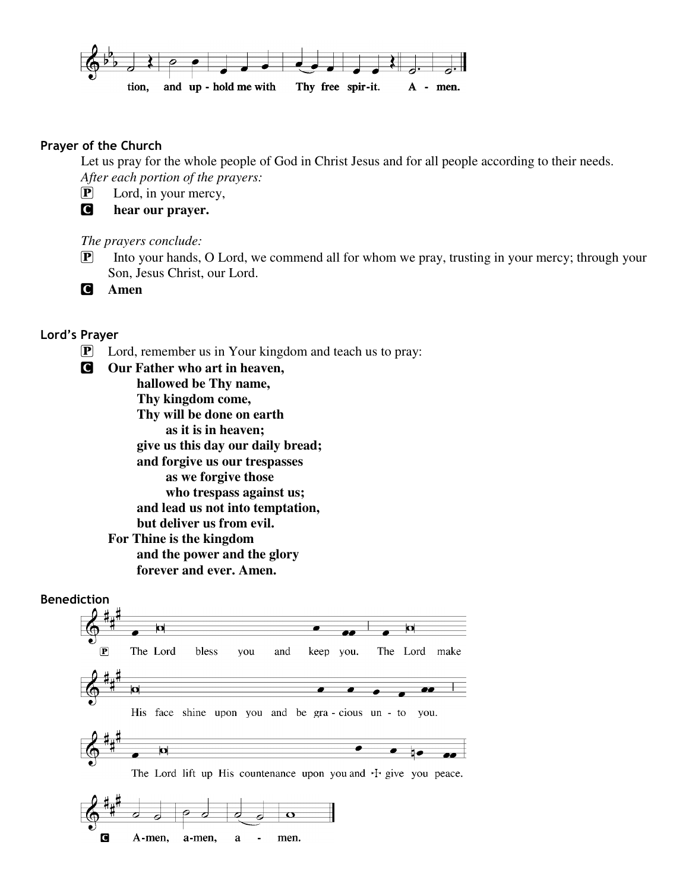tion, and up - hold me with Thy free spir-it. A - men.

### Prayer of the Church

Let us pray for the whole people of God in Christ Jesus and for all people according to their needs.

*After each portion of the prayers:*

P Lord, in your mercy,

C **hear our prayer.**

*The prayers conclude:*

P Into your hands, O Lord, we commend all for whom we pray, trusting in your mercy; through your Son, Jesus Christ, our Lord.

C **Amen**

### Lord's Prayer

P Lord, remember us in Your kingdom and teach us to pray:

C **Our Father who art in heaven,**
**hallowed be Thy name,**
**Thy kingdom come,**
**Thy will be done on earth**
**as it is in heaven;**
**give us this day our daily bread;**
**and forgive us our trespasses**
**as we forgive those**
**who trespass against us;**
**and lead us not into temptation,**
**but deliver us from evil.**
**For Thine is the kingdom**
**and the power and the glory**
**forever and ever. Amen.**

### Benediction

P The Lord bless you and keep you. The Lord make His face shine upon you and be gra - cious un - to you. The Lord lift up His countenance upon you and ☩ give you peace.

C A-men, a-men, a - men.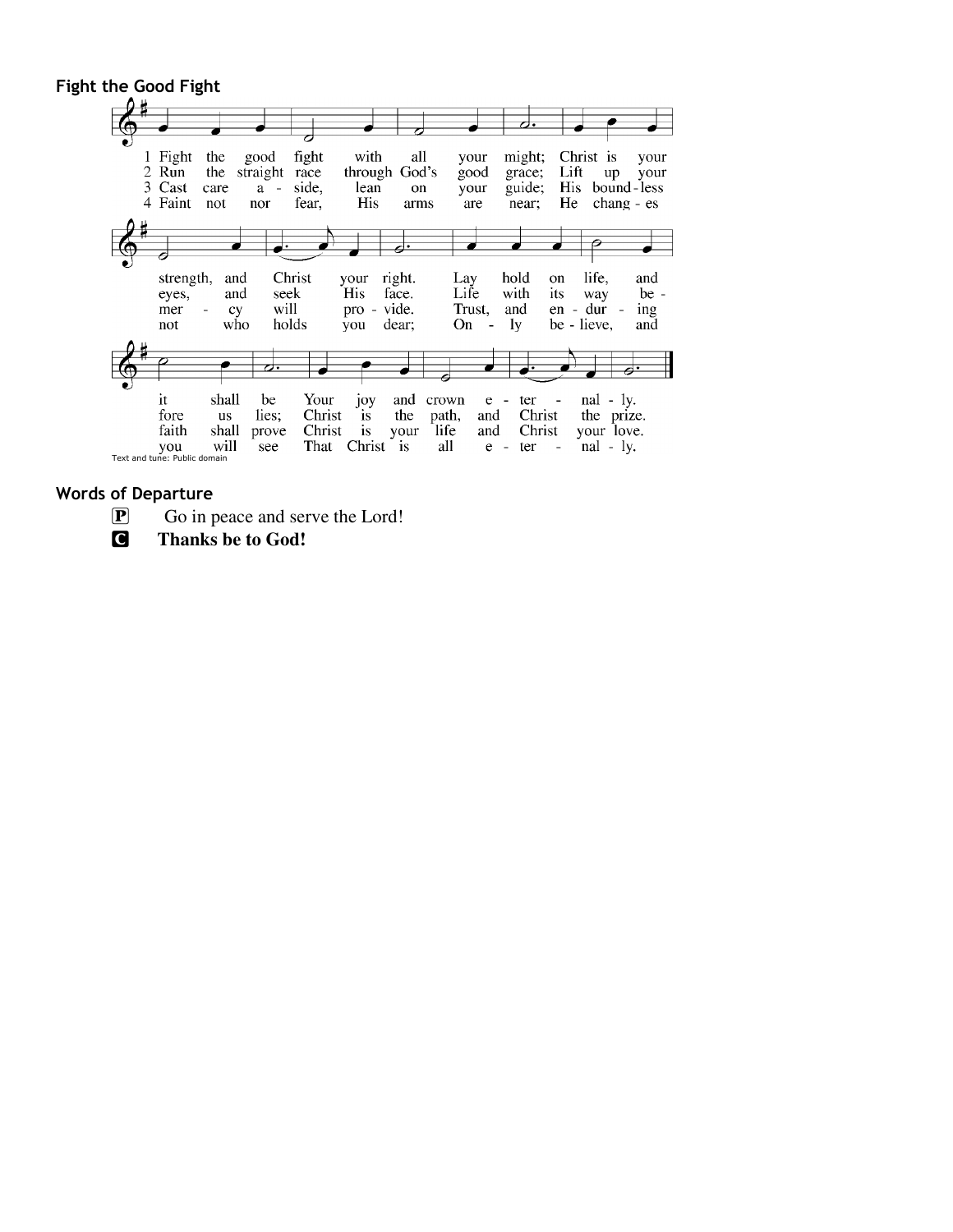### Fight the Good Fight

1 Fight the good fight with all your might; Christ is your strength, and Christ your right. Lay hold on life, and it shall be Your joy and crown e - ter - nal - ly.

2 Run the straight race through God's good grace; Lift up your eyes, and seek His face. Life with its way be - fore us lies; Christ is the path, and Christ the prize.

3 Cast care a - side, lean on your guide; His bound - less mer - cy will pro - vide. Trust, and en - dur - ing faith shall prove Christ is your life and Christ your love.

4 Faint not nor fear, His arms are near; He chang - es not who holds you dear; On - ly be - lieve, and you will see That Christ is all e - ter - nal - ly.

Text and tune: Public domain

### Words of Departure

P Go in peace and serve the Lord!

C **Thanks be to God!**